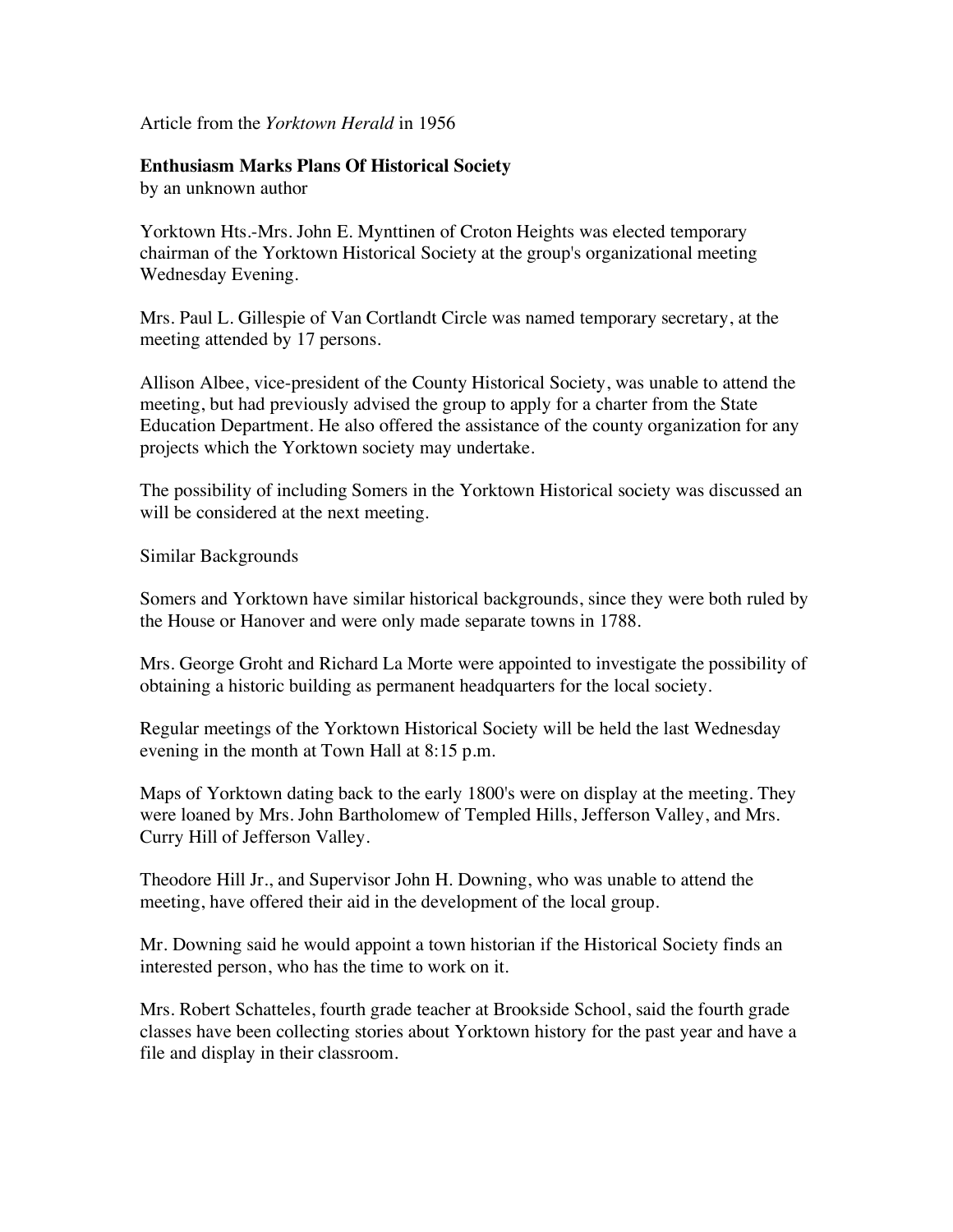Article from the *Yorktown Herald* in 1956

**Enthusiasm Marks Plans Of Historical Society**
by an unknown author

Yorktown Hts.-Mrs. John E. Mynttinen of Croton Heights was elected temporary chairman of the Yorktown Historical Society at the group's organizational meeting Wednesday Evening.

Mrs. Paul L. Gillespie of Van Cortlandt Circle was named temporary secretary, at the meeting attended by 17 persons.

Allison Albee, vice-president of the County Historical Society, was unable to attend the meeting, but had previously advised the group to apply for a charter from the State Education Department. He also offered the assistance of the county organization for any projects which the Yorktown society may undertake.

The possibility of including Somers in the Yorktown Historical society was discussed an will be considered at the next meeting.

Similar Backgrounds

Somers and Yorktown have similar historical backgrounds, since they were both ruled by the House or Hanover and were only made separate towns in 1788.

Mrs. George Groht and Richard La Morte were appointed to investigate the possibility of obtaining a historic building as permanent headquarters for the local society.

Regular meetings of the Yorktown Historical Society will be held the last Wednesday evening in the month at Town Hall at 8:15 p.m.

Maps of Yorktown dating back to the early 1800's were on display at the meeting. They were loaned by Mrs. John Bartholomew of Templed Hills, Jefferson Valley, and Mrs. Curry Hill of Jefferson Valley.

Theodore Hill Jr., and Supervisor John H. Downing, who was unable to attend the meeting, have offered their aid in the development of the local group.

Mr. Downing said he would appoint a town historian if the Historical Society finds an interested person, who has the time to work on it.

Mrs. Robert Schatteles, fourth grade teacher at Brookside School, said the fourth grade classes have been collecting stories about Yorktown history for the past year and have a file and display in their classroom.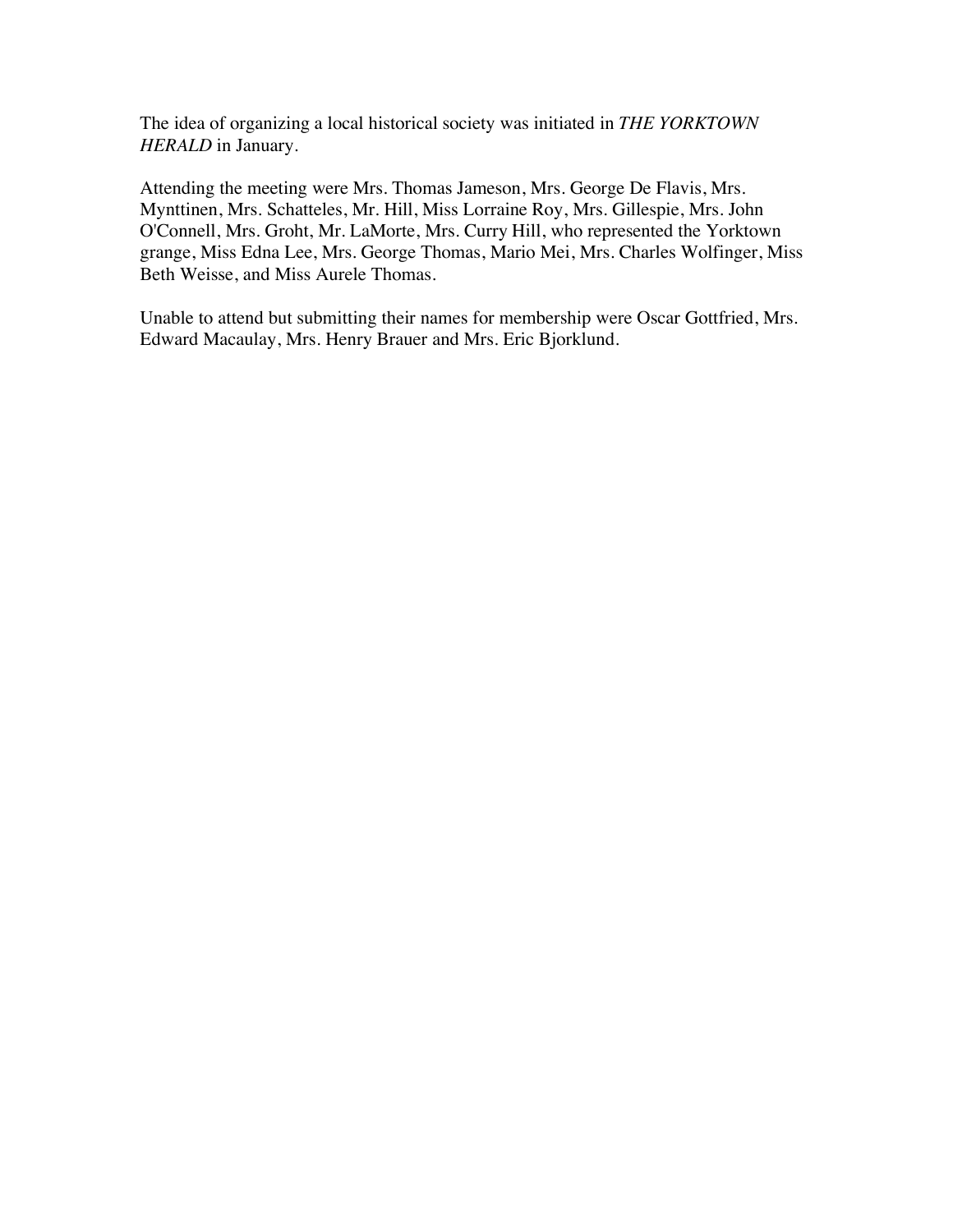The idea of organizing a local historical society was initiated in *THE YORKTOWN HERALD* in January.

Attending the meeting were Mrs. Thomas Jameson, Mrs. George De Flavis, Mrs. Mynttinen, Mrs. Schatteles, Mr. Hill, Miss Lorraine Roy, Mrs. Gillespie, Mrs. John O'Connell, Mrs. Groht, Mr. LaMorte, Mrs. Curry Hill, who represented the Yorktown grange, Miss Edna Lee, Mrs. George Thomas, Mario Mei, Mrs. Charles Wolfinger, Miss Beth Weisse, and Miss Aurele Thomas.

Unable to attend but submitting their names for membership were Oscar Gottfried, Mrs. Edward Macaulay, Mrs. Henry Brauer and Mrs. Eric Bjorklund.